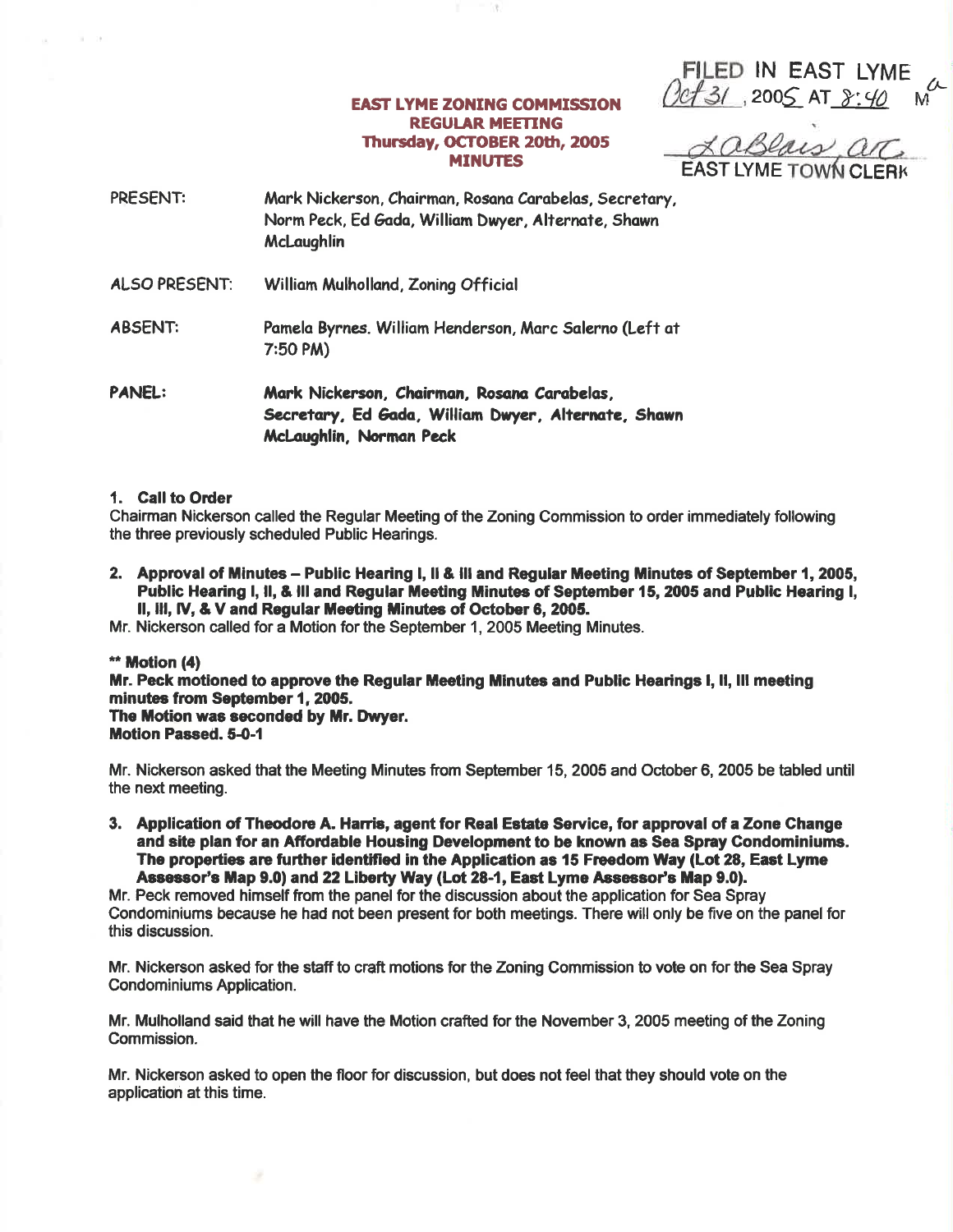FILED IN EAST LYME
Oct 31, 2005 AT 8:40 aM

LaBlais asTC
EAST LYME TOWN CLERK

# EAST LYME ZONING COMMISSION
## REGULAR MEETING
## Thursday, OCTOBER 20th, 2005
## MINUTES

PRESENT: Mark Nickerson, Chairman, Rosana Carabelas, Secretary, Norm Peck, Ed Gada, William Dwyer, Alternate, Shawn McLaughlin

ALSO PRESENT: William Mulholland, Zoning Official

ABSENT: Pamela Byrnes. William Henderson, Marc Salerno (Left at 7:50 PM)

PANEL: **Mark Nickerson, Chairman, Rosana Carabelas, Secretary, Ed Gada, William Dwyer, Alternate, Shawn McLaughlin, Norman Peck**

**1. Call to Order**

Chairman Nickerson called the Regular Meeting of the Zoning Commission to order immediately following the three previously scheduled Public Hearings.

**2. Approval of Minutes – Public Hearing I, II & III and Regular Meeting Minutes of September 1, 2005, Public Hearing I, II, & III and Regular Meeting Minutes of September 15, 2005 and Public Hearing I, II, III, IV, & V and Regular Meeting Minutes of October 6, 2005.**

Mr. Nickerson called for a Motion for the September 1, 2005 Meeting Minutes.

**** Motion (4)**
**Mr. Peck motioned to approve the Regular Meeting Minutes and Public Hearings I, II, III meeting minutes from September 1, 2005.**
**The Motion was seconded by Mr. Dwyer.**
**Motion Passed. 5-0-1**

Mr. Nickerson asked that the Meeting Minutes from September 15, 2005 and October 6, 2005 be tabled until the next meeting.

**3. Application of Theodore A. Harris, agent for Real Estate Service, for approval of a Zone Change and site plan for an Affordable Housing Development to be known as Sea Spray Condominiums. The properties are further identified in the Application as 15 Freedom Way (Lot 28, East Lyme Assessor's Map 9.0) and 22 Liberty Way (Lot 28-1, East Lyme Assessor's Map 9.0).**

Mr. Peck removed himself from the panel for the discussion about the application for Sea Spray Condominiums because he had not been present for both meetings. There will only be five on the panel for this discussion.

Mr. Nickerson asked for the staff to craft motions for the Zoning Commission to vote on for the Sea Spray Condominiums Application.

Mr. Mulholland said that he will have the Motion crafted for the November 3, 2005 meeting of the Zoning Commission.

Mr. Nickerson asked to open the floor for discussion, but does not feel that they should vote on the application at this time.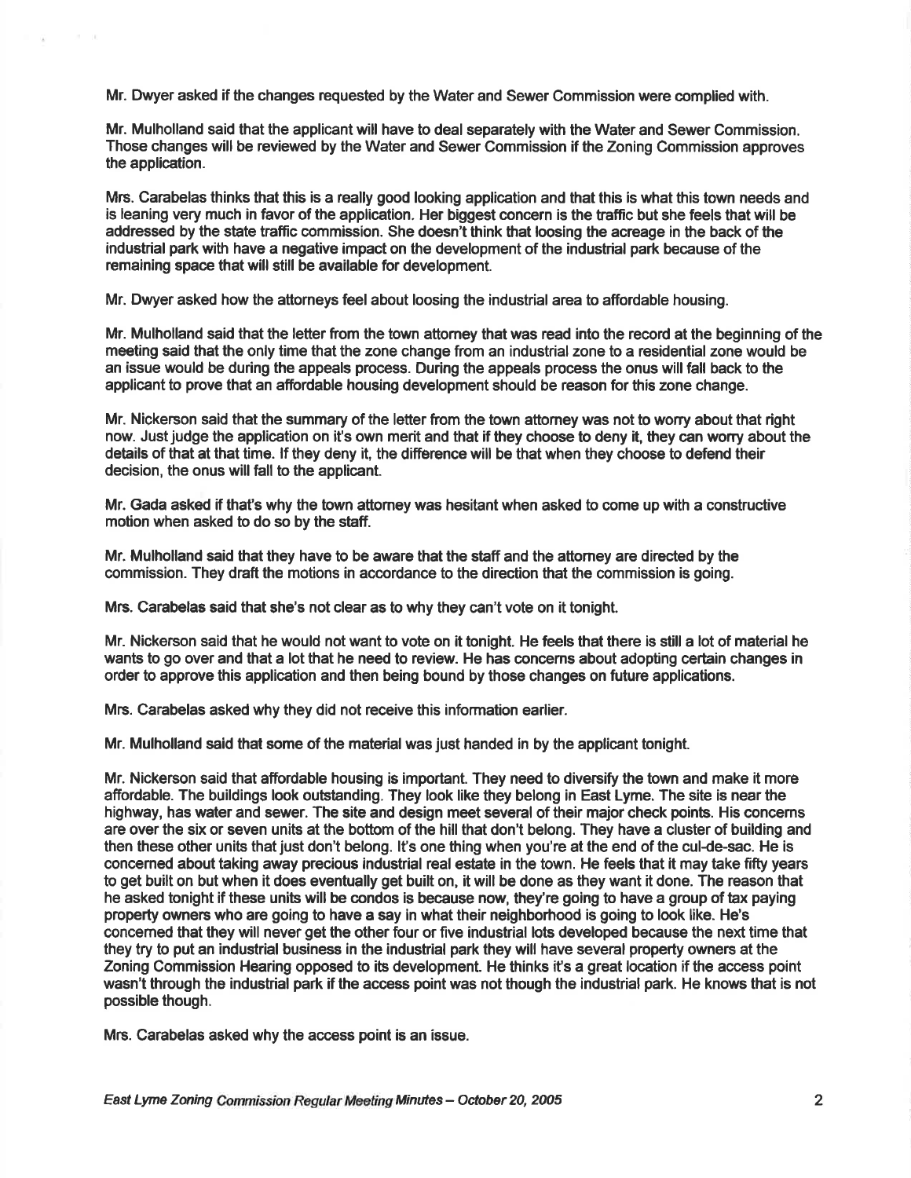Mr. Dwyer asked if the changes requested by the Water and Sewer Commission were complied with.

Mr. Mulholland said that the applicant will have to deal separately with the Water and Sewer Commission. Those changes will be reviewed by the Water and Sewer Commission if the Zoning Commission approves the application.

Mrs. Carabelas thinks that this is a really good looking application and that this is what this town needs and is leaning very much in favor of the application. Her biggest concern is the traffic but she feels that will be addressed by the state traffic commission. She doesn't think that loosing the acreage in the back of the industrial park with have a negative impact on the development of the industrial park because of the remaining space that will still be available for development.

Mr. Dwyer asked how the attorneys feel about loosing the industrial area to affordable housing.

Mr. Mulholland said that the letter from the town attorney that was read into the record at the beginning of the meeting said that the only time that the zone change from an industrial zone to a residential zone would be an issue would be during the appeals process. During the appeals process the onus will fall back to the applicant to prove that an affordable housing development should be reason for this zone change.

Mr. Nickerson said that the summary of the letter from the town attorney was not to worry about that right now. Just judge the application on it's own merit and that if they choose to deny it, they can worry about the details of that at that time. If they deny it, the difference will be that when they choose to defend their decision, the onus will fall to the applicant.

Mr. Gada asked if that's why the town attorney was hesitant when asked to come up with a constructive motion when asked to do so by the staff.

Mr. Mulholland said that they have to be aware that the staff and the attorney are directed by the commission. They draft the motions in accordance to the direction that the commission is going.

Mrs. Carabelas said that she's not clear as to why they can't vote on it tonight.

Mr. Nickerson said that he would not want to vote on it tonight. He feels that there is still a lot of material he wants to go over and that a lot that he need to review. He has concerns about adopting certain changes in order to approve this application and then being bound by those changes on future applications.

Mrs. Carabelas asked why they did not receive this information earlier.

Mr. Mulholland said that some of the material was just handed in by the applicant tonight.

Mr. Nickerson said that affordable housing is important. They need to diversify the town and make it more affordable. The buildings look outstanding. They look like they belong in East Lyme. The site is near the highway, has water and sewer. The site and design meet several of their major check points. His concerns are over the six or seven units at the bottom of the hill that don't belong. They have a cluster of building and then these other units that just don't belong. It's one thing when you're at the end of the cul-de-sac. He is concerned about taking away precious industrial real estate in the town. He feels that it may take fifty years to get built on but when it does eventually get built on, it will be done as they want it done. The reason that he asked tonight if these units will be condos is because now, they're going to have a group of tax paying property owners who are going to have a say in what their neighborhood is going to look like. He's concerned that they will never get the other four or five industrial lots developed because the next time that they try to put an industrial business in the industrial park they will have several property owners at the Zoning Commission Hearing opposed to its development. He thinks it's a great location if the access point wasn't through the industrial park if the access point was not though the industrial park. He knows that is not possible though.

Mrs. Carabelas asked why the access point is an issue.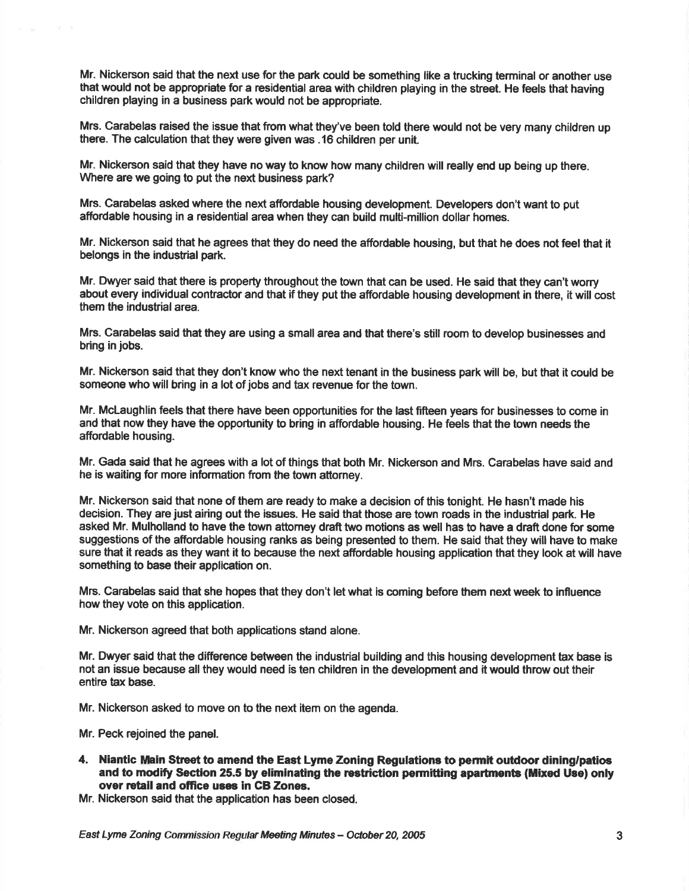Mr. Nickerson said that the next use for the park could be something like a trucking terminal or another use that would not be appropriate for a residential area with children playing in the street. He feels that having children playing in a business park would not be appropriate.

Mrs. Carabelas raised the issue that from what they've been told there would not be very many children up there. The calculation that they were given was .16 children per unit.

Mr. Nickerson said that they have no way to know how many children will really end up being up there. Where are we going to put the next business park?

Mrs. Carabelas asked where the next affordable housing development. Developers don't want to put affordable housing in a residential area when they can build multi-million dollar homes.

Mr. Nickerson said that he agrees that they do need the affordable housing, but that he does not feel that it belongs in the industrial park.

Mr. Dwyer said that there is property throughout the town that can be used. He said that they can't worry about every individual contractor and that if they put the affordable housing development in there, it will cost them the industrial area.

Mrs. Carabelas said that they are using a small area and that there's still room to develop businesses and bring in jobs.

Mr. Nickerson said that they don't know who the next tenant in the business park will be, but that it could be someone who will bring in a lot of jobs and tax revenue for the town.

Mr. McLaughlin feels that there have been opportunities for the last fifteen years for businesses to come in and that now they have the opportunity to bring in affordable housing. He feels that the town needs the affordable housing.

Mr. Gada said that he agrees with a lot of things that both Mr. Nickerson and Mrs. Carabelas have said and he is waiting for more information from the town attorney.

Mr. Nickerson said that none of them are ready to make a decision of this tonight. He hasn't made his decision. They are just airing out the issues. He said that those are town roads in the industrial park. He asked Mr. Mulholland to have the town attorney draft two motions as well has to have a draft done for some suggestions of the affordable housing ranks as being presented to them. He said that they will have to make sure that it reads as they want it to because the next affordable housing application that they look at will have something to base their application on.

Mrs. Carabelas said that she hopes that they don't let what is coming before them next week to influence how they vote on this application.

Mr. Nickerson agreed that both applications stand alone.

Mr. Dwyer said that the difference between the industrial building and this housing development tax base is not an issue because all they would need is ten children in the development and it would throw out their entire tax base.

Mr. Nickerson asked to move on to the next item on the agenda.

Mr. Peck rejoined the panel.

4. **Niantic Main Street to amend the East Lyme Zoning Regulations to permit outdoor dining/patios and to modify Section 25.5 by eliminating the restriction permitting apartments (Mixed Use) only over retail and office uses in CB Zones.**

Mr. Nickerson said that the application has been closed.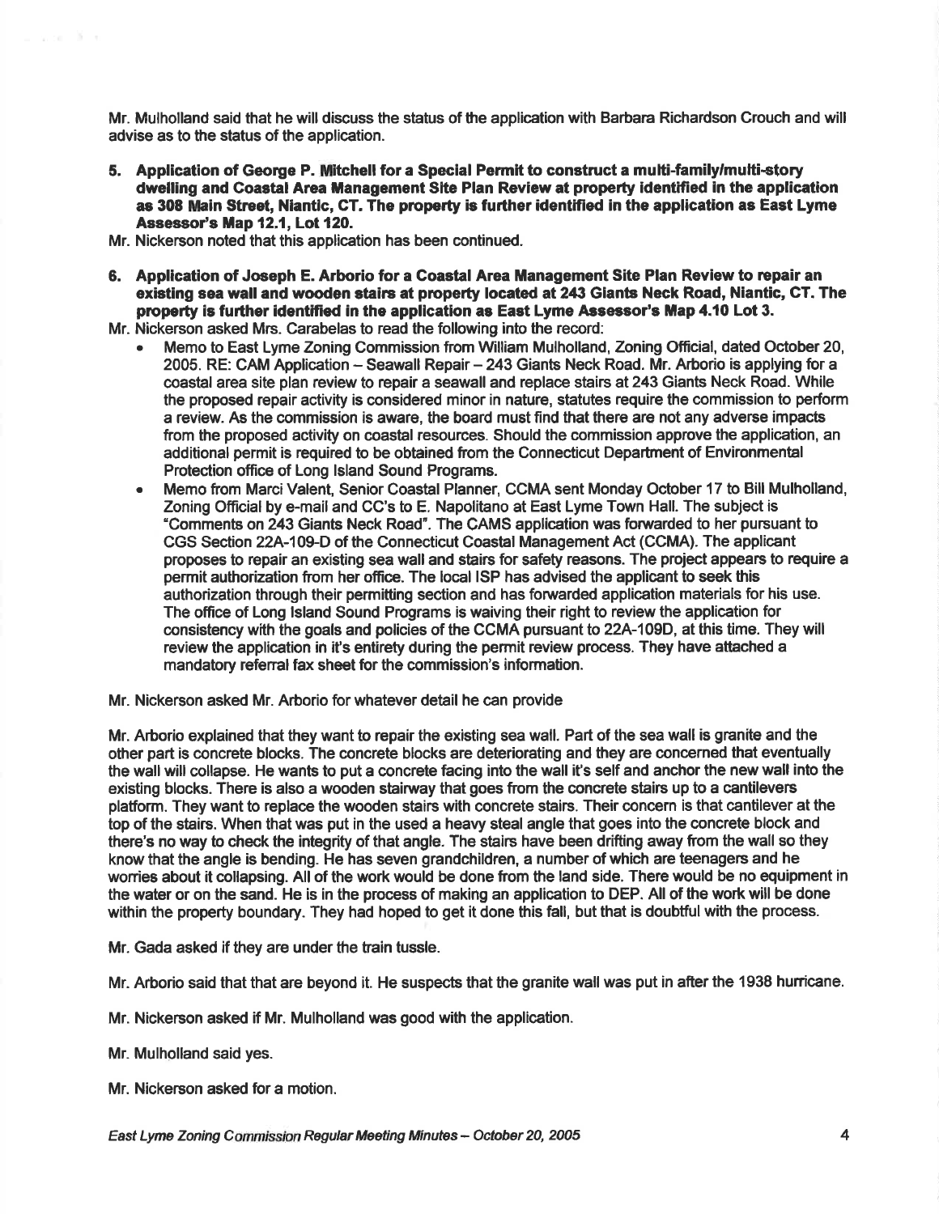Mr. Mulholland said that he will discuss the status of the application with Barbara Richardson Crouch and will advise as to the status of the application.

**5. Application of George P. Mitchell for a Special Permit to construct a multi-family/multi-story dwelling and Coastal Area Management Site Plan Review at property identified in the application as 308 Main Street, Niantic, CT. The property is further identified in the application as East Lyme Assessor's Map 12.1, Lot 120.**

Mr. Nickerson noted that this application has been continued.

**6. Application of Joseph E. Arborio for a Coastal Area Management Site Plan Review to repair an existing sea wall and wooden stairs at property located at 243 Giants Neck Road, Niantic, CT. The property is further identified in the application as East Lyme Assessor's Map 4.10 Lot 3.**

Mr. Nickerson asked Mrs. Carabelas to read the following into the record:

- Memo to East Lyme Zoning Commission from William Mulholland, Zoning Official, dated October 20, 2005. RE: CAM Application – Seawall Repair – 243 Giants Neck Road. Mr. Arborio is applying for a coastal area site plan review to repair a seawall and replace stairs at 243 Giants Neck Road. While the proposed repair activity is considered minor in nature, statutes require the commission to perform a review. As the commission is aware, the board must find that there are not any adverse impacts from the proposed activity on coastal resources. Should the commission approve the application, an additional permit is required to be obtained from the Connecticut Department of Environmental Protection office of Long Island Sound Programs.
- Memo from Marci Valent, Senior Coastal Planner, CCMA sent Monday October 17 to Bill Mulholland, Zoning Official by e-mail and CC's to E. Napolitano at East Lyme Town Hall. The subject is "Comments on 243 Giants Neck Road". The CAMS application was forwarded to her pursuant to CGS Section 22A-109-D of the Connecticut Coastal Management Act (CCMA). The applicant proposes to repair an existing sea wall and stairs for safety reasons. The project appears to require a permit authorization from her office. The local ISP has advised the applicant to seek this authorization through their permitting section and has forwarded application materials for his use. The office of Long Island Sound Programs is waiving their right to review the application for consistency with the goals and policies of the CCMA pursuant to 22A-109D, at this time. They will review the application in it's entirety during the permit review process. They have attached a mandatory referral fax sheet for the commission's information.

Mr. Nickerson asked Mr. Arborio for whatever detail he can provide

Mr. Arborio explained that they want to repair the existing sea wall. Part of the sea wall is granite and the other part is concrete blocks. The concrete blocks are deteriorating and they are concerned that eventually the wall will collapse. He wants to put a concrete facing into the wall it's self and anchor the new wall into the existing blocks. There is also a wooden stairway that goes from the concrete stairs up to a cantilevers platform. They want to replace the wooden stairs with concrete stairs. Their concern is that cantilever at the top of the stairs. When that was put in the used a heavy steal angle that goes into the concrete block and there's no way to check the integrity of that angle. The stairs have been drifting away from the wall so they know that the angle is bending. He has seven grandchildren, a number of which are teenagers and he worries about it collapsing. All of the work would be done from the land side. There would be no equipment in the water or on the sand. He is in the process of making an application to DEP. All of the work will be done within the property boundary. They had hoped to get it done this fall, but that is doubtful with the process.

Mr. Gada asked if they are under the train tussle.

Mr. Arborio said that that are beyond it. He suspects that the granite wall was put in after the 1938 hurricane.

Mr. Nickerson asked if Mr. Mulholland was good with the application.

Mr. Mulholland said yes.

Mr. Nickerson asked for a motion.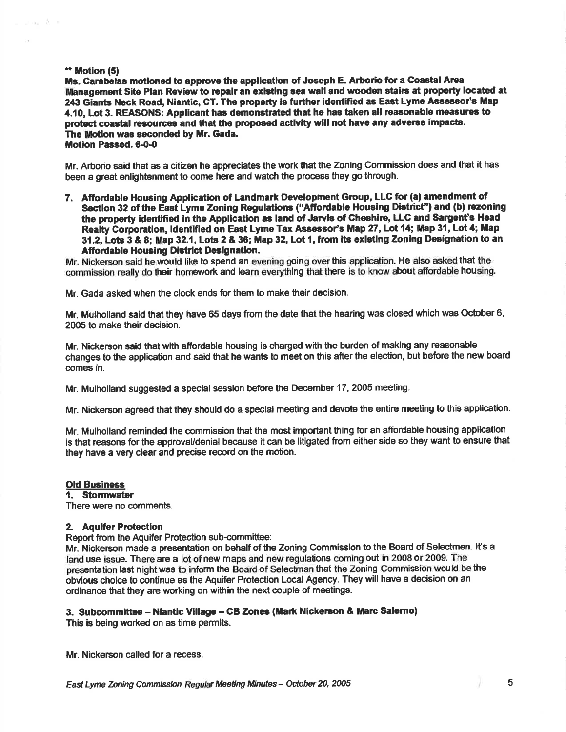**** Motion (5)**
**Ms. Carabelas motioned to approve the application of Joseph E. Arborio for a Coastal Area Management Site Plan Review to repair an existing sea wall and wooden stairs at property located at 243 Giants Neck Road, Niantic, CT. The property is further identified as East Lyme Assessor's Map 4.10, Lot 3. REASONS: Applicant has demonstrated that he has taken all reasonable measures to protect coastal resources and that the proposed activity will not have any adverse impacts.**
**The Motion was seconded by Mr. Gada.**
**Motion Passed. 6-0-0**

Mr. Arborio said that as a citizen he appreciates the work that the Zoning Commission does and that it has been a great enlightenment to come here and watch the process they go through.

7. **Affordable Housing Application of Landmark Development Group, LLC for (a) amendment of Section 32 of the East Lyme Zoning Regulations ("Affordable Housing District") and (b) rezoning the property identified in the Application as land of Jarvis of Cheshire, LLC and Sargent's Head Realty Corporation, identified on East Lyme Tax Assessor's Map 27, Lot 14; Map 31, Lot 4; Map 31.2, Lots 3 & 8; Map 32.1, Lots 2 & 36; Map 32, Lot 1, from its existing Zoning Designation to an Affordable Housing District Designation.**

Mr. Nickerson said he would like to spend an evening going over this application. He also asked that the commission really do their homework and learn everything that there is to know about affordable housing.

Mr. Gada asked when the clock ends for them to make their decision.

Mr. Mulholland said that they have 65 days from the date that the hearing was closed which was October 6, 2005 to make their decision.

Mr. Nickerson said that with affordable housing is charged with the burden of making any reasonable changes to the application and said that he wants to meet on this after the election, but before the new board comes in.

Mr. Mulholland suggested a special session before the December 17, 2005 meeting.

Mr. Nickerson agreed that they should do a special meeting and devote the entire meeting to this application.

Mr. Mulholland reminded the commission that the most important thing for an affordable housing application is that reasons for the approval/denial because it can be litigated from either side so they want to ensure that they have a very clear and precise record on the motion.

## Old Business

### 1. Stormwater

There were no comments.

### 2. Aquifer Protection

Report from the Aquifer Protection sub-committee:
Mr. Nickerson made a presentation on behalf of the Zoning Commission to the Board of Selectmen. It's a land use issue. There are a lot of new maps and new regulations coming out in 2008 or 2009. The presentation last night was to inform the Board of Selectman that the Zoning Commission would be the obvious choice to continue as the Aquifer Protection Local Agency. They will have a decision on an ordinance that they are working on within the next couple of meetings.

### 3. Subcommittee – Niantic Village – CB Zones (Mark Nickerson & Marc Salerno)

This is being worked on as time permits.

Mr. Nickerson called for a recess.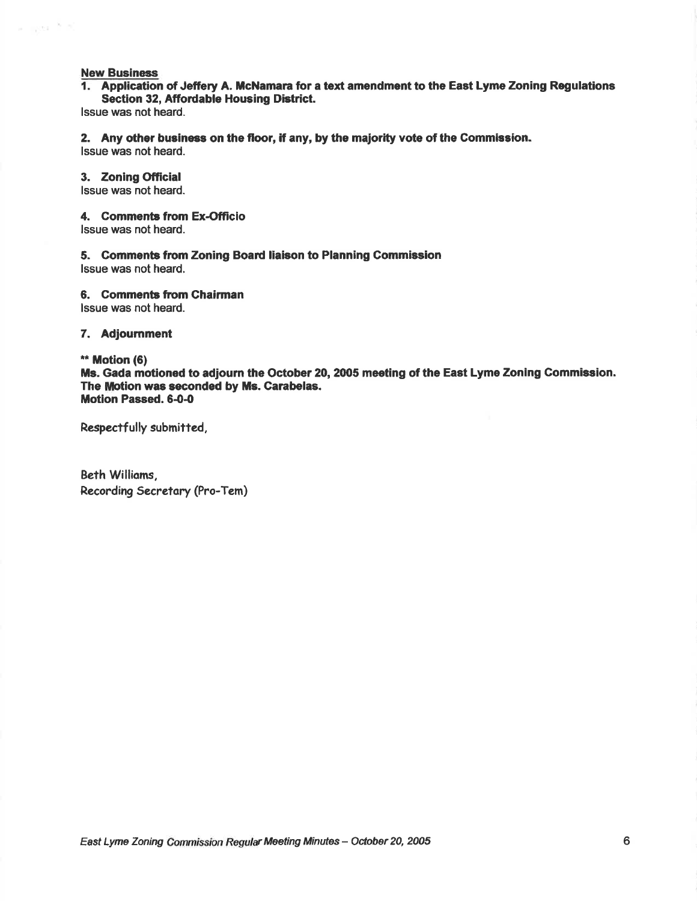**New Business**

1. **Application of Jeffery A. McNamara for a text amendment to the East Lyme Zoning Regulations Section 32, Affordable Housing District.**

Issue was not heard.

2. **Any other business on the floor, if any, by the majority vote of the Commission.**

Issue was not heard.

3. **Zoning Official**

Issue was not heard.

4. **Comments from Ex-Officio**

Issue was not heard.

5. **Comments from Zoning Board liaison to Planning Commission**

Issue was not heard.

6. **Comments from Chairman**

Issue was not heard.

7. **Adjournment**

**** Motion (6)**
**Ms. Gada motioned to adjourn the October 20, 2005 meeting of the East Lyme Zoning Commission. The Motion was seconded by Ms. Carabelas.**
**Motion Passed. 6-0-0**

Respectfully submitted,

Beth Williams,
Recording Secretary (Pro-Tem)